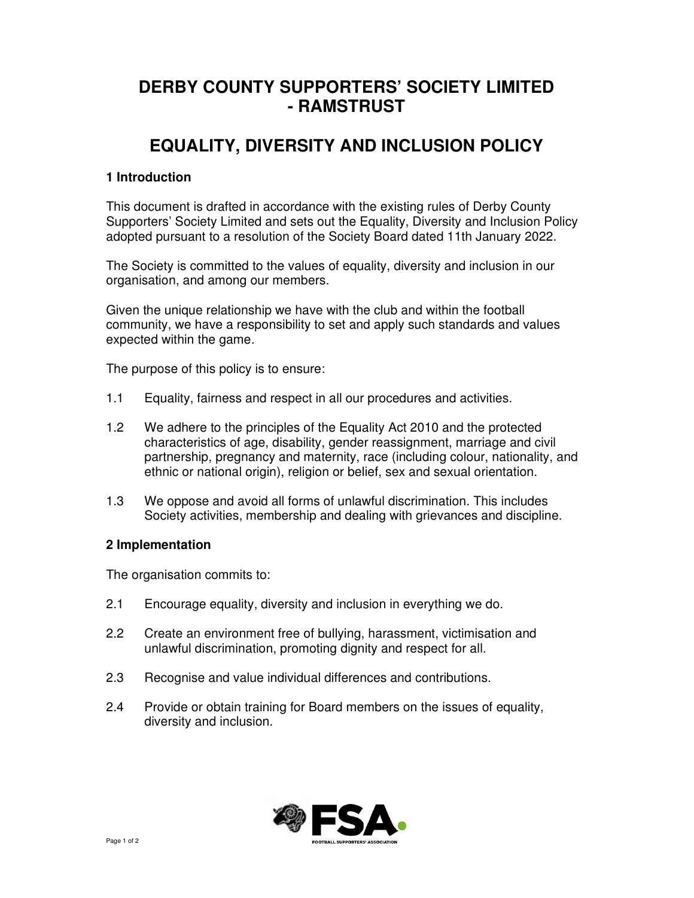# DERBY COUNTY SUPPORTERS' SOCIETY LIMITED - RAMSTRUST

# EQUALITY, DIVERSITY AND INCLUSION POLICY

### 1 Introduction

This document is drafted in accordance with the existing rules of Derby County Supporters' Society Limited and sets out the Equality, Diversity and Inclusion Policy adopted pursuant to a resolution of the Society Board dated 11th January 2022.

The Society is committed to the values of equality, diversity and inclusion in our organisation, and among our members.

Given the unique relationship we have with the club and within the football community, we have a responsibility to set and apply such standards and values expected within the game.

The purpose of this policy is to ensure:

1.1 Equality, fairness and respect in all our procedures and activities.

1.2 We adhere to the principles of the Equality Act 2010 and the protected characteristics of age, disability, gender reassignment, marriage and civil partnership, pregnancy and maternity, race (including colour, nationality, and ethnic or national origin), religion or belief, sex and sexual orientation.

1.3 We oppose and avoid all forms of unlawful discrimination. This includes Society activities, membership and dealing with grievances and discipline.

### 2 Implementation

The organisation commits to:

2.1 Encourage equality, diversity and inclusion in everything we do.

2.2 Create an environment free of bullying, harassment, victimisation and unlawful discrimination, promoting dignity and respect for all.

2.3 Recognise and value individual differences and contributions.

2.4 Provide or obtain training for Board members on the issues of equality, diversity and inclusion.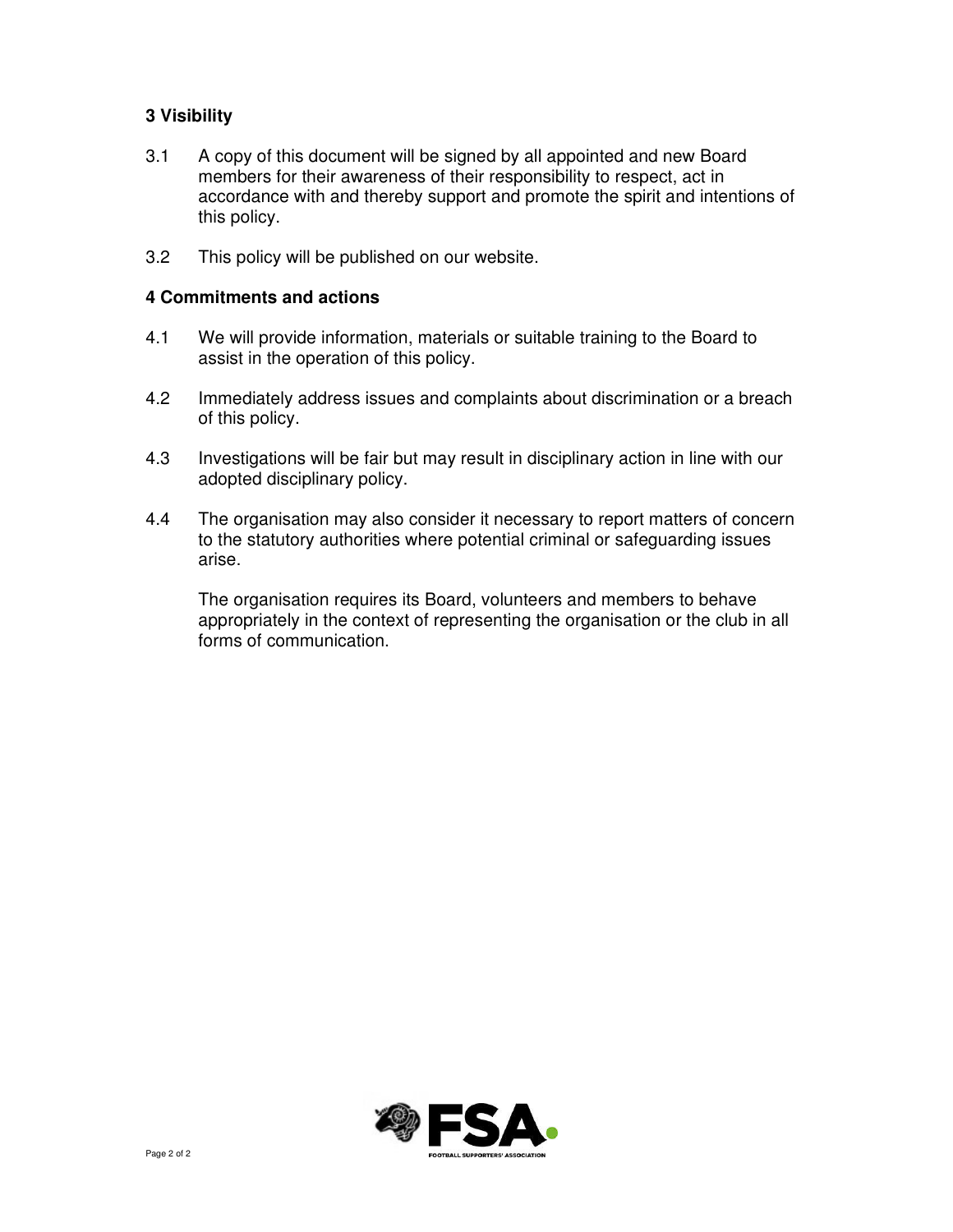## 3 Visibility

3.1 A copy of this document will be signed by all appointed and new Board members for their awareness of their responsibility to respect, act in accordance with and thereby support and promote the spirit and intentions of this policy.

3.2 This policy will be published on our website.

## 4 Commitments and actions

4.1 We will provide information, materials or suitable training to the Board to assist in the operation of this policy.

4.2 Immediately address issues and complaints about discrimination or a breach of this policy.

4.3 Investigations will be fair but may result in disciplinary action in line with our adopted disciplinary policy.

4.4 The organisation may also consider it necessary to report matters of concern to the statutory authorities where potential criminal or safeguarding issues arise.

The organisation requires its Board, volunteers and members to behave appropriately in the context of representing the organisation or the club in all forms of communication.